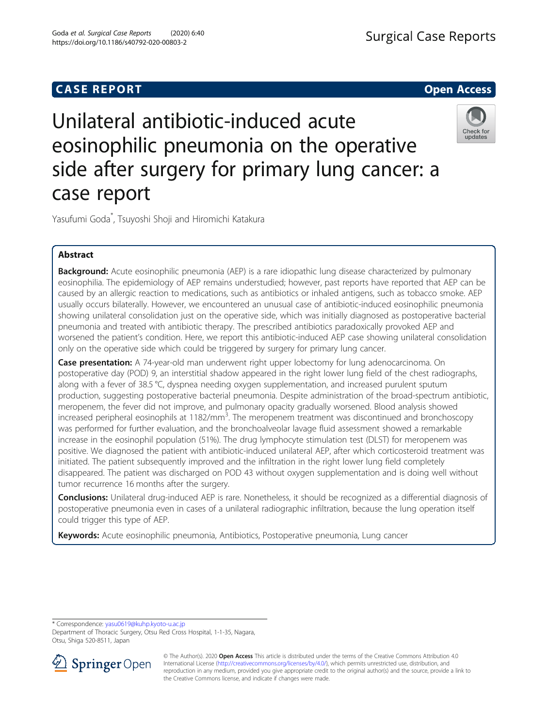CASE REPORT

Open Access

# Unilateral antibiotic-induced acute eosinophilic pneumonia on the operative side after surgery for primary lung cancer: a case report

Yasufumi Goda*, Tsuyoshi Shoji and Hiromichi Katakura

## Abstract

**Background:** Acute eosinophilic pneumonia (AEP) is a rare idiopathic lung disease characterized by pulmonary eosinophilia. The epidemiology of AEP remains understudied; however, past reports have reported that AEP can be caused by an allergic reaction to medications, such as antibiotics or inhaled antigens, such as tobacco smoke. AEP usually occurs bilaterally. However, we encountered an unusual case of antibiotic-induced eosinophilic pneumonia showing unilateral consolidation just on the operative side, which was initially diagnosed as postoperative bacterial pneumonia and treated with antibiotic therapy. The prescribed antibiotics paradoxically provoked AEP and worsened the patient's condition. Here, we report this antibiotic-induced AEP case showing unilateral consolidation only on the operative side which could be triggered by surgery for primary lung cancer.

**Case presentation:** A 74-year-old man underwent right upper lobectomy for lung adenocarcinoma. On postoperative day (POD) 9, an interstitial shadow appeared in the right lower lung field of the chest radiographs, along with a fever of 38.5 °C, dyspnea needing oxygen supplementation, and increased purulent sputum production, suggesting postoperative bacterial pneumonia. Despite administration of the broad-spectrum antibiotic, meropenem, the fever did not improve, and pulmonary opacity gradually worsened. Blood analysis showed increased peripheral eosinophils at 1182/mm$^3$. The meropenem treatment was discontinued and bronchoscopy was performed for further evaluation, and the bronchoalveolar lavage fluid assessment showed a remarkable increase in the eosinophil population (51%). The drug lymphocyte stimulation test (DLST) for meropenem was positive. We diagnosed the patient with antibiotic-induced unilateral AEP, after which corticosteroid treatment was initiated. The patient subsequently improved and the infiltration in the right lower lung field completely disappeared. The patient was discharged on POD 43 without oxygen supplementation and is doing well without tumor recurrence 16 months after the surgery.

**Conclusions:** Unilateral drug-induced AEP is rare. Nonetheless, it should be recognized as a differential diagnosis of postoperative pneumonia even in cases of a unilateral radiographic infiltration, because the lung operation itself could trigger this type of AEP.

**Keywords:** Acute eosinophilic pneumonia, Antibiotics, Postoperative pneumonia, Lung cancer

* Correspondence: yasu0619@kuhp.kyoto-u.ac.jp
Department of Thoracic Surgery, Otsu Red Cross Hospital, 1-1-35, Nagara, Otsu, Shiga 520-8511, Japan

© The Author(s). 2020 **Open Access** This article is distributed under the terms of the Creative Commons Attribution 4.0 International License (http://creativecommons.org/licenses/by/4.0/), which permits unrestricted use, distribution, and reproduction in any medium, provided you give appropriate credit to the original author(s) and the source, provide a link to the Creative Commons license, and indicate if changes were made.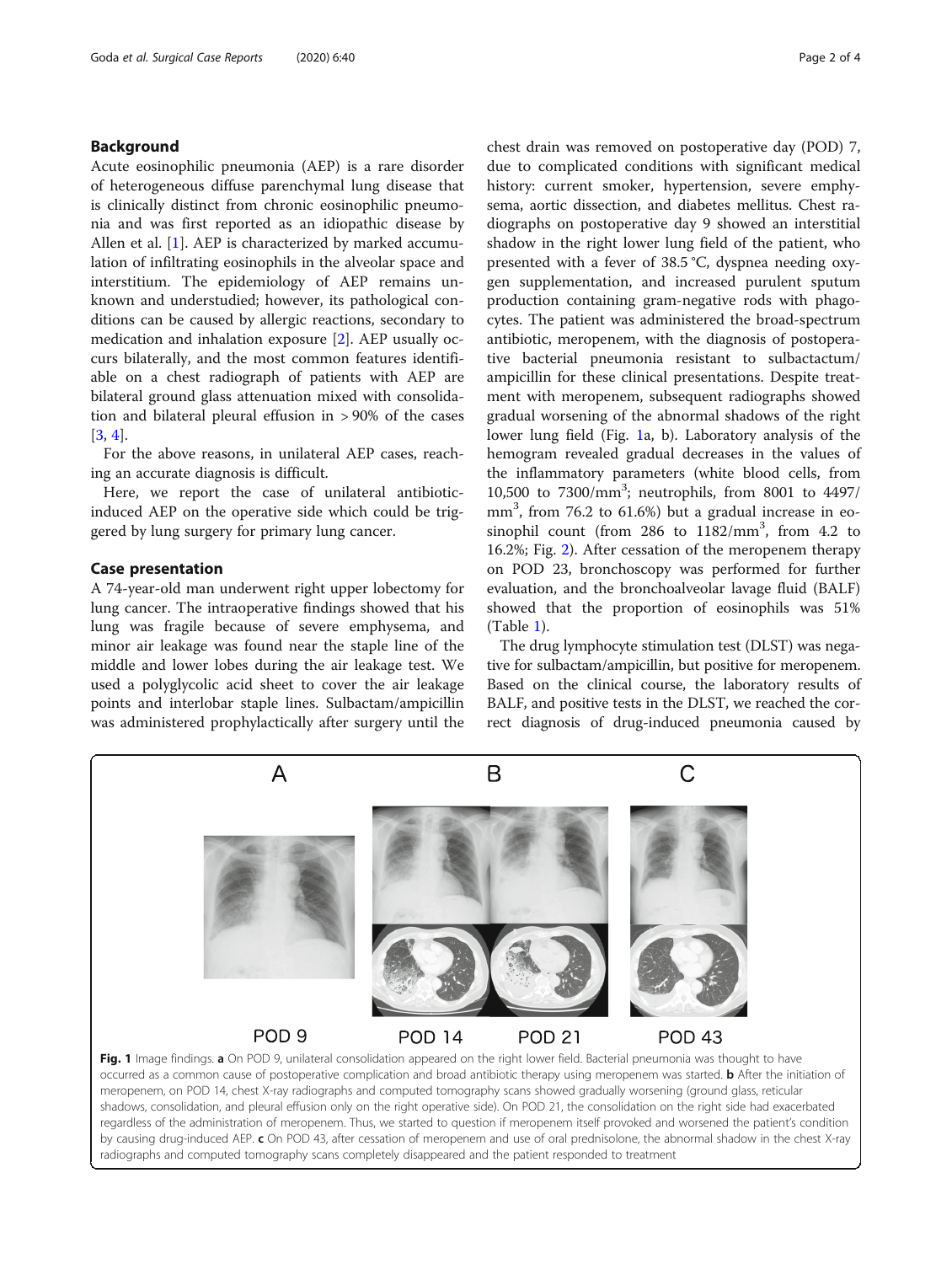## Background

Acute eosinophilic pneumonia (AEP) is a rare disorder of heterogeneous diffuse parenchymal lung disease that is clinically distinct from chronic eosinophilic pneumonia and was first reported as an idiopathic disease by Allen et al. [1]. AEP is characterized by marked accumulation of infiltrating eosinophils in the alveolar space and interstitium. The epidemiology of AEP remains unknown and understudied; however, its pathological conditions can be caused by allergic reactions, secondary to medication and inhalation exposure [2]. AEP usually occurs bilaterally, and the most common features identifiable on a chest radiograph of patients with AEP are bilateral ground glass attenuation mixed with consolidation and bilateral pleural effusion in > 90% of the cases [3, 4].

For the above reasons, in unilateral AEP cases, reaching an accurate diagnosis is difficult.

Here, we report the case of unilateral antibiotic-induced AEP on the operative side which could be triggered by lung surgery for primary lung cancer.

## Case presentation

A 74-year-old man underwent right upper lobectomy for lung cancer. The intraoperative findings showed that his lung was fragile because of severe emphysema, and minor air leakage was found near the staple line of the middle and lower lobes during the air leakage test. We used a polyglycolic acid sheet to cover the air leakage points and interlobar staple lines. Sulbactam/ampicillin was administered prophylactically after surgery until the chest drain was removed on postoperative day (POD) 7, due to complicated conditions with significant medical history: current smoker, hypertension, severe emphysema, aortic dissection, and diabetes mellitus. Chest radiographs on postoperative day 9 showed an interstitial shadow in the right lower lung field of the patient, who presented with a fever of 38.5 °C, dyspnea needing oxygen supplementation, and increased purulent sputum production containing gram-negative rods with phagocytes. The patient was administered the broad-spectrum antibiotic, meropenem, with the diagnosis of postoperative bacterial pneumonia resistant to sulbactactum/ampicillin for these clinical presentations. Despite treatment with meropenem, subsequent radiographs showed gradual worsening of the abnormal shadows of the right lower lung field (Fig. 1a, b). Laboratory analysis of the hemogram revealed gradual decreases in the values of the inflammatory parameters (white blood cells, from 10,500 to 7300/mm$^3$; neutrophils, from 8001 to 4497/mm$^3$, from 76.2 to 61.6%) but a gradual increase in eosinophil count (from 286 to 1182/mm$^3$, from 4.2 to 16.2%; Fig. 2). After cessation of the meropenem therapy on POD 23, bronchoscopy was performed for further evaluation, and the bronchoalveolar lavage fluid (BALF) showed that the proportion of eosinophils was 51% (Table 1).

The drug lymphocyte stimulation test (DLST) was negative for sulbactam/ampicillin, but positive for meropenem. Based on the clinical course, the laboratory results of BALF, and positive tests in the DLST, we reached the correct diagnosis of drug-induced pneumonia caused by

**Fig. 1** Image findings. **a** On POD 9, unilateral consolidation appeared on the right lower field. Bacterial pneumonia was thought to have occurred as a common cause of postoperative complication and broad antibiotic therapy using meropenem was started. **b** After the initiation of meropenem, on POD 14, chest X-ray radiographs and computed tomography scans showed gradually worsening (ground glass, reticular shadows, consolidation, and pleural effusion only on the right operative side). On POD 21, the consolidation on the right side had exacerbated regardless of the administration of meropenem. Thus, we started to question if meropenem itself provoked and worsened the patient's condition by causing drug-induced AEP. **c** On POD 43, after cessation of meropenem and use of oral prednisolone, the abnormal shadow in the chest X-ray radiographs and computed tomography scans completely disappeared and the patient responded to treatment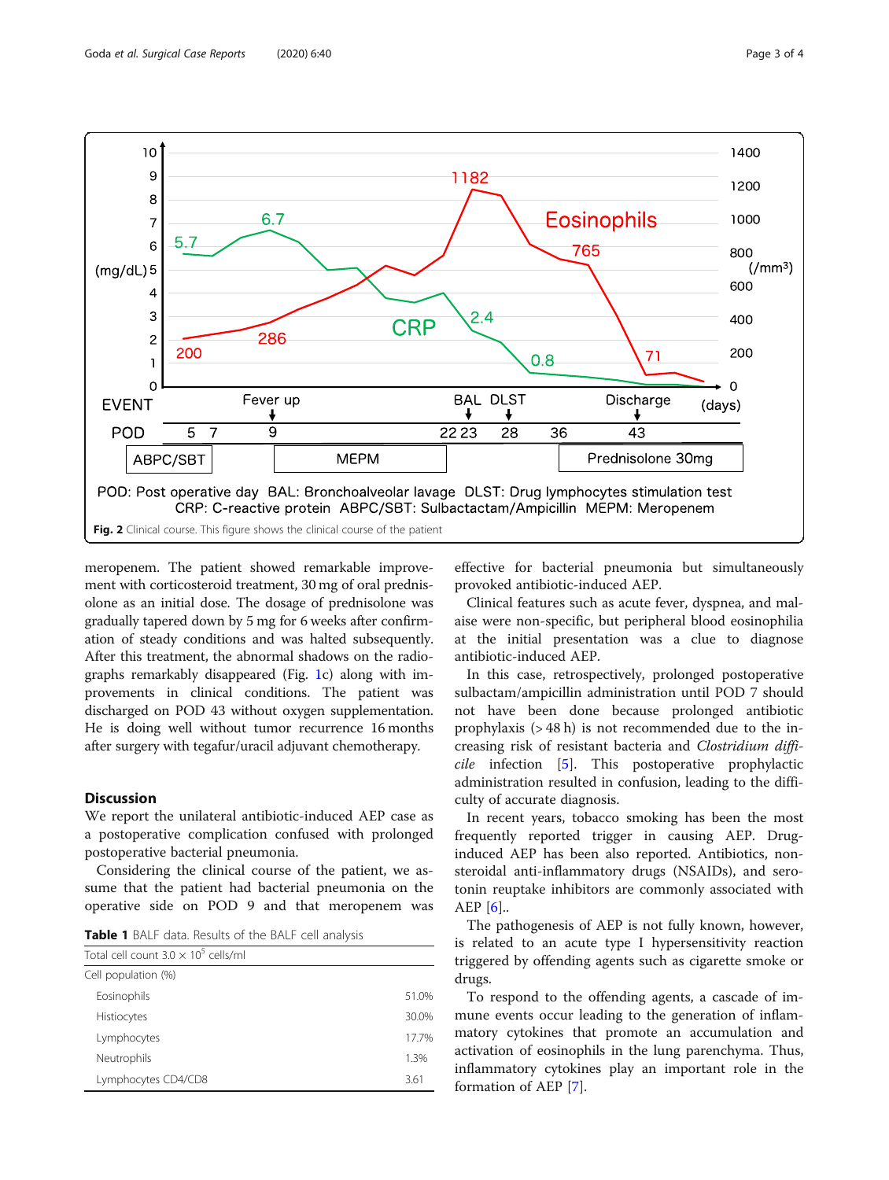Fig. 2 Clinical course. This figure shows the clinical course of the patient

meropenem. The patient showed remarkable improvement with corticosteroid treatment, 30 mg of oral prednisolone as an initial dose. The dosage of prednisolone was gradually tapered down by 5 mg for 6 weeks after confirmation of steady conditions and was halted subsequently. After this treatment, the abnormal shadows on the radiographs remarkably disappeared (Fig. 1c) along with improvements in clinical conditions. The patient was discharged on POD 43 without oxygen supplementation. He is doing well without tumor recurrence 16 months after surgery with tegafur/uracil adjuvant chemotherapy.

## Discussion

We report the unilateral antibiotic-induced AEP case as a postoperative complication confused with prolonged postoperative bacterial pneumonia.

Considering the clinical course of the patient, we assume that the patient had bacterial pneumonia on the operative side on POD 9 and that meropenem was effective for bacterial pneumonia but simultaneously provoked antibiotic-induced AEP.

Clinical features such as acute fever, dyspnea, and malaise were non-specific, but peripheral blood eosinophilia at the initial presentation was a clue to diagnose antibiotic-induced AEP.

In this case, retrospectively, prolonged postoperative sulbactam/ampicillin administration until POD 7 should not have been done because prolonged antibiotic prophylaxis (> 48 h) is not recommended due to the increasing risk of resistant bacteria and *Clostridium difficile* infection [5]. This postoperative prophylactic administration resulted in confusion, leading to the difficulty of accurate diagnosis.

In recent years, tobacco smoking has been the most frequently reported trigger in causing AEP. Drug-induced AEP has been also reported. Antibiotics, non-steroidal anti-inflammatory drugs (NSAIDs), and serotonin reuptake inhibitors are commonly associated with AEP [6]..

The pathogenesis of AEP is not fully known, however, is related to an acute type I hypersensitivity reaction triggered by offending agents such as cigarette smoke or drugs.

To respond to the offending agents, a cascade of immune events occur leading to the generation of inflammatory cytokines that promote an accumulation and activation of eosinophils in the lung parenchyma. Thus, inflammatory cytokines play an important role in the formation of AEP [7].

**Table 1** BALF data. Results of the BALF cell analysis

| Total cell count $3.0 \times 10^5$ cells/ml | |
|---|---|
| Cell population (%) | |
| Eosinophils | 51.0% |
| Histiocytes | 30.0% |
| Lymphocytes | 17.7% |
| Neutrophils | 1.3% |
| Lymphocytes CD4/CD8 | 3.61 |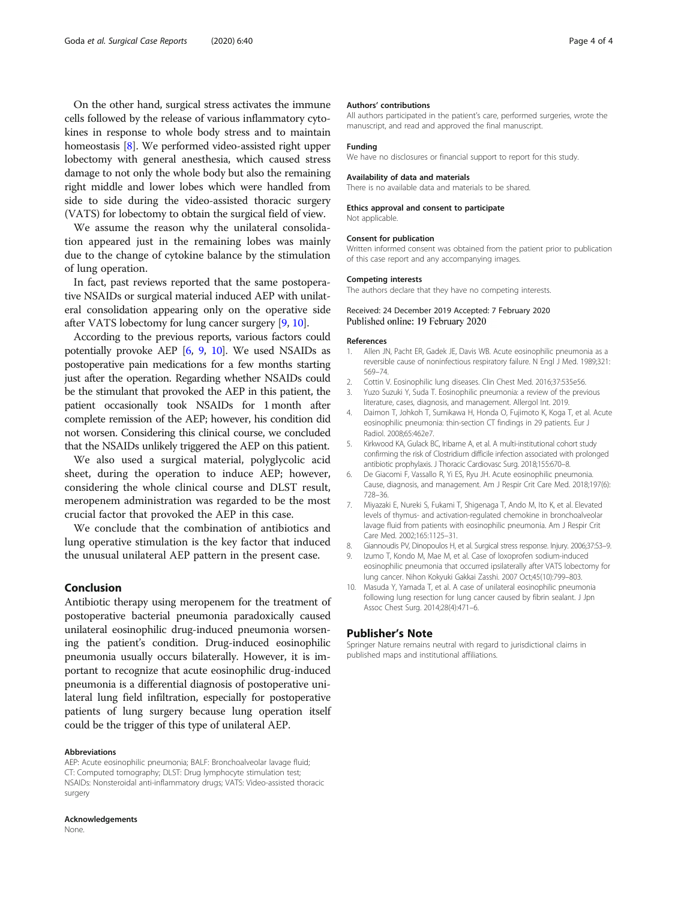On the other hand, surgical stress activates the immune cells followed by the release of various inflammatory cytokines in response to whole body stress and to maintain homeostasis [8]. We performed video-assisted right upper lobectomy with general anesthesia, which caused stress damage to not only the whole body but also the remaining right middle and lower lobes which were handled from side to side during the video-assisted thoracic surgery (VATS) for lobectomy to obtain the surgical field of view.

We assume the reason why the unilateral consolidation appeared just in the remaining lobes was mainly due to the change of cytokine balance by the stimulation of lung operation.

In fact, past reviews reported that the same postoperative NSAIDs or surgical material induced AEP with unilateral consolidation appearing only on the operative side after VATS lobectomy for lung cancer surgery [9, 10].

According to the previous reports, various factors could potentially provoke AEP [6, 9, 10]. We used NSAIDs as postoperative pain medications for a few months starting just after the operation. Regarding whether NSAIDs could be the stimulant that provoked the AEP in this patient, the patient occasionally took NSAIDs for 1 month after complete remission of the AEP; however, his condition did not worsen. Considering this clinical course, we concluded that the NSAIDs unlikely triggered the AEP on this patient.

We also used a surgical material, polyglycolic acid sheet, during the operation to induce AEP; however, considering the whole clinical course and DLST result, meropenem administration was regarded to be the most crucial factor that provoked the AEP in this case.

We conclude that the combination of antibiotics and lung operative stimulation is the key factor that induced the unusual unilateral AEP pattern in the present case.

## Conclusion

Antibiotic therapy using meropenem for the treatment of postoperative bacterial pneumonia paradoxically caused unilateral eosinophilic drug-induced pneumonia worsening the patient's condition. Drug-induced eosinophilic pneumonia usually occurs bilaterally. However, it is important to recognize that acute eosinophilic drug-induced pneumonia is a differential diagnosis of postoperative unilateral lung field infiltration, especially for postoperative patients of lung surgery because lung operation itself could be the trigger of this type of unilateral AEP.

#### Abbreviations

AEP: Acute eosinophilic pneumonia; BALF: Bronchoalveolar lavage fluid; CT: Computed tomography; DLST: Drug lymphocyte stimulation test; NSAIDs: Nonsteroidal anti-inflammatory drugs; VATS: Video-assisted thoracic surgery

#### Acknowledgements

None.

#### Authors' contributions

All authors participated in the patient's care, performed surgeries, wrote the manuscript, and read and approved the final manuscript.

#### Funding

We have no disclosures or financial support to report for this study.

#### Availability of data and materials

There is no available data and materials to be shared.

#### Ethics approval and consent to participate

Not applicable.

#### Consent for publication

Written informed consent was obtained from the patient prior to publication of this case report and any accompanying images.

#### Competing interests

The authors declare that they have no competing interests.

Received: 24 December 2019 Accepted: 7 February 2020
Published online: 19 February 2020

#### References

1. Allen JN, Pacht ER, Gadek JE, Davis WB. Acute eosinophilic pneumonia as a reversible cause of noninfectious respiratory failure. N Engl J Med. 1989;321:569–74.
2. Cottin V. Eosinophilic lung diseases. Clin Chest Med. 2016;37:535e56.
3. Yuzo Suzuki Y, Suda T. Eosinophilic pneumonia: a review of the previous literature, cases, diagnosis, and management. Allergol Int. 2019.
4. Daimon T, Johkoh T, Sumikawa H, Honda O, Fujimoto K, Koga T, et al. Acute eosinophilic pneumonia: thin-section CT findings in 29 patients. Eur J Radiol. 2008;65:462e7.
5. Kirkwood KA, Gulack BC, Iribarne A, et al. A multi-institutional cohort study confirming the risk of Clostridium difficile infection associated with prolonged antibiotic prophylaxis. J Thoracic Cardiovasc Surg. 2018;155:670–8.
6. De Giacomi F, Vassallo R, Yi ES, Ryu JH. Acute eosinophilic pneumonia. Cause, diagnosis, and management. Am J Respir Crit Care Med. 2018;197(6):728–36.
7. Miyazaki E, Nureki S, Fukami T, Shigenaga T, Ando M, Ito K, et al. Elevated levels of thymus- and activation-regulated chemokine in bronchoalveolar lavage fluid from patients with eosinophilic pneumonia. Am J Respir Crit Care Med. 2002;165:1125–31.
8. Giannoudis PV, Dinopoulos H, et al. Surgical stress response. Injury. 2006;37:S3–9.
9. Izumo T, Kondo M, Mae M, et al. Case of loxoprofen sodium-induced eosinophilic pneumonia that occurred ipsilaterally after VATS lobectomy for lung cancer. Nihon Kokyuki Gakkai Zasshi. 2007 Oct;45(10):799–803.
10. Masuda Y, Yamada T, et al. A case of unilateral eosinophilic pneumonia following lung resection for lung cancer caused by fibrin sealant. J Jpn Assoc Chest Surg. 2014;28(4):471–6.

## Publisher's Note

Springer Nature remains neutral with regard to jurisdictional claims in published maps and institutional affiliations.